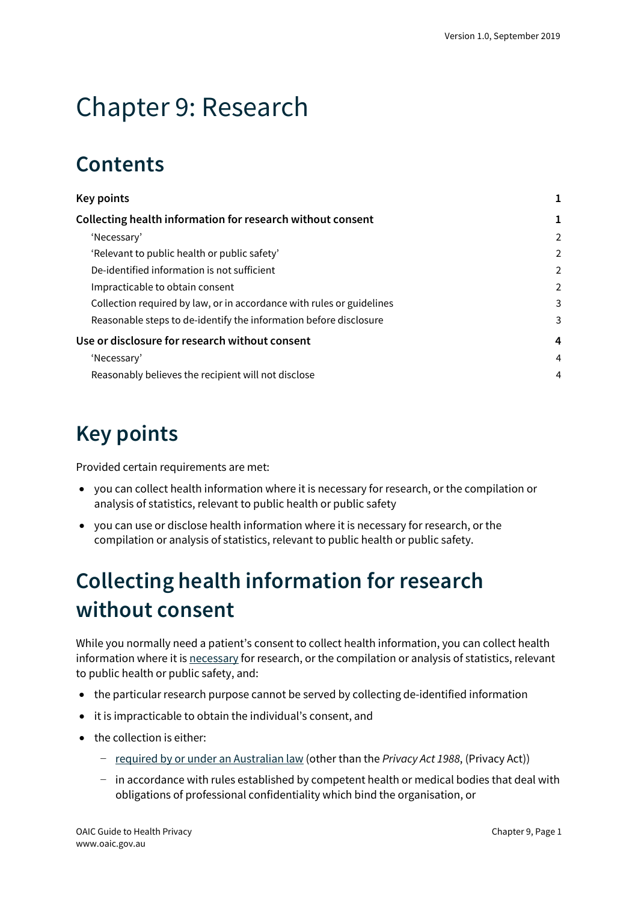# Chapter 9: Research

## Contents

| | |
|---|---|
| **Key points** | **1** |
| **Collecting health information for research without consent** | **1** |
| 'Necessary' | 2 |
| 'Relevant to public health or public safety' | 2 |
| De-identified information is not sufficient | 2 |
| Impracticable to obtain consent | 2 |
| Collection required by law, or in accordance with rules or guidelines | 3 |
| Reasonable steps to de-identify the information before disclosure | 3 |
| **Use or disclosure for research without consent** | **4** |
| 'Necessary' | 4 |
| Reasonably believes the recipient will not disclose | 4 |

## Key points

Provided certain requirements are met:

- you can collect health information where it is necessary for research, or the compilation or analysis of statistics, relevant to public health or public safety
- you can use or disclose health information where it is necessary for research, or the compilation or analysis of statistics, relevant to public health or public safety.

## Collecting health information for research without consent

While you normally need a patient's consent to collect health information, you can collect health information where it is necessary for research, or the compilation or analysis of statistics, relevant to public health or public safety, and:

- the particular research purpose cannot be served by collecting de-identified information
- it is impracticable to obtain the individual's consent, and
- the collection is either:
  - required by or under an Australian law (other than the *Privacy Act 1988*, (Privacy Act))
  - in accordance with rules established by competent health or medical bodies that deal with obligations of professional confidentiality which bind the organisation, or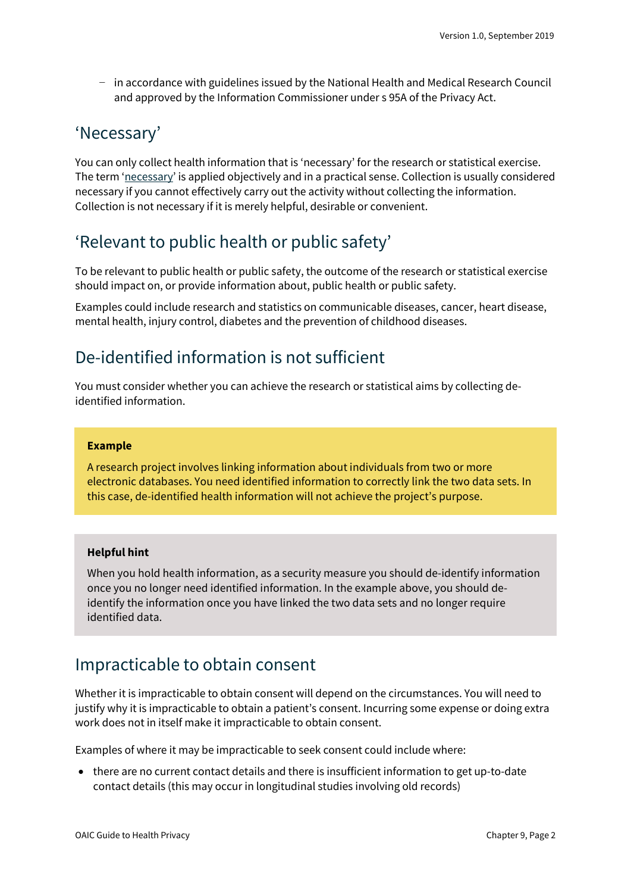- in accordance with guidelines issued by the National Health and Medical Research Council and approved by the Information Commissioner under s 95A of the Privacy Act.

## 'Necessary'

You can only collect health information that is 'necessary' for the research or statistical exercise. The term 'necessary' is applied objectively and in a practical sense. Collection is usually considered necessary if you cannot effectively carry out the activity without collecting the information. Collection is not necessary if it is merely helpful, desirable or convenient.

## 'Relevant to public health or public safety'

To be relevant to public health or public safety, the outcome of the research or statistical exercise should impact on, or provide information about, public health or public safety.

Examples could include research and statistics on communicable diseases, cancer, heart disease, mental health, injury control, diabetes and the prevention of childhood diseases.

## De-identified information is not sufficient

You must consider whether you can achieve the research or statistical aims by collecting de-identified information.

**Example**

A research project involves linking information about individuals from two or more electronic databases. You need identified information to correctly link the two data sets. In this case, de-identified health information will not achieve the project's purpose.

**Helpful hint**

When you hold health information, as a security measure you should de-identify information once you no longer need identified information. In the example above, you should de-identify the information once you have linked the two data sets and no longer require identified data.

## Impracticable to obtain consent

Whether it is impracticable to obtain consent will depend on the circumstances. You will need to justify why it is impracticable to obtain a patient's consent. Incurring some expense or doing extra work does not in itself make it impracticable to obtain consent.

Examples of where it may be impracticable to seek consent could include where:

- there are no current contact details and there is insufficient information to get up-to-date contact details (this may occur in longitudinal studies involving old records)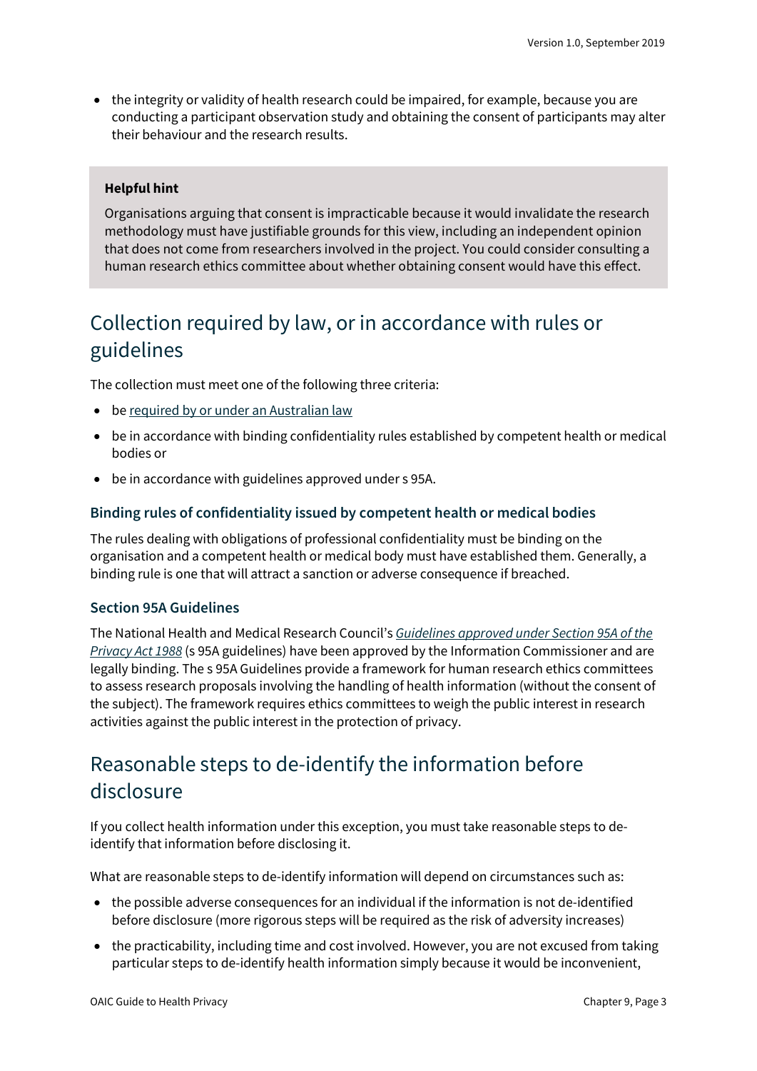- the integrity or validity of health research could be impaired, for example, because you are conducting a participant observation study and obtaining the consent of participants may alter their behaviour and the research results.

> **Helpful hint**
>
> Organisations arguing that consent is impracticable because it would invalidate the research methodology must have justifiable grounds for this view, including an independent opinion that does not come from researchers involved in the project. You could consider consulting a human research ethics committee about whether obtaining consent would have this effect.

## Collection required by law, or in accordance with rules or guidelines

The collection must meet one of the following three criteria:

- be required by or under an Australian law
- be in accordance with binding confidentiality rules established by competent health or medical bodies or
- be in accordance with guidelines approved under s 95A.

### Binding rules of confidentiality issued by competent health or medical bodies

The rules dealing with obligations of professional confidentiality must be binding on the organisation and a competent health or medical body must have established them. Generally, a binding rule is one that will attract a sanction or adverse consequence if breached.

### Section 95A Guidelines

The National Health and Medical Research Council's *Guidelines approved under Section 95A of the Privacy Act 1988* (s 95A guidelines) have been approved by the Information Commissioner and are legally binding. The s 95A Guidelines provide a framework for human research ethics committees to assess research proposals involving the handling of health information (without the consent of the subject). The framework requires ethics committees to weigh the public interest in research activities against the public interest in the protection of privacy.

## Reasonable steps to de-identify the information before disclosure

If you collect health information under this exception, you must take reasonable steps to de-identify that information before disclosing it.

What are reasonable steps to de-identify information will depend on circumstances such as:

- the possible adverse consequences for an individual if the information is not de-identified before disclosure (more rigorous steps will be required as the risk of adversity increases)
- the practicability, including time and cost involved. However, you are not excused from taking particular steps to de-identify health information simply because it would be inconvenient,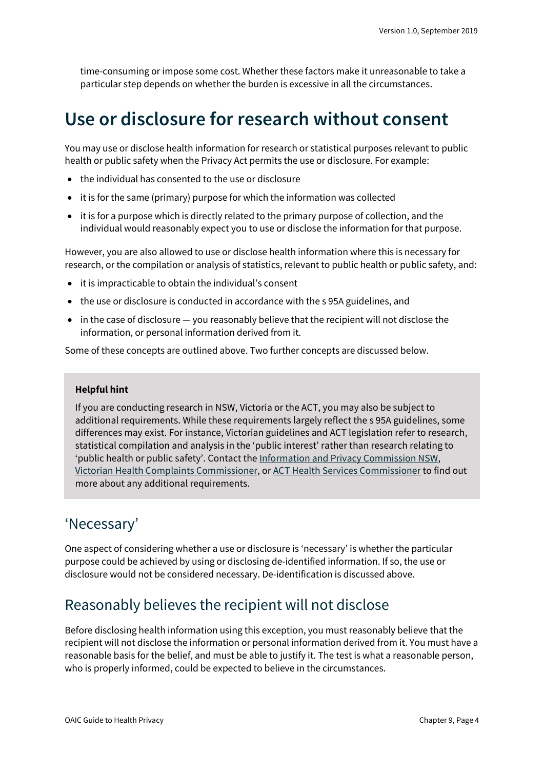time-consuming or impose some cost. Whether these factors make it unreasonable to take a particular step depends on whether the burden is excessive in all the circumstances.

# Use or disclosure for research without consent

You may use or disclose health information for research or statistical purposes relevant to public health or public safety when the Privacy Act permits the use or disclosure. For example:

- the individual has consented to the use or disclosure
- it is for the same (primary) purpose for which the information was collected
- it is for a purpose which is directly related to the primary purpose of collection, and the individual would reasonably expect you to use or disclose the information for that purpose.

However, you are also allowed to use or disclose health information where this is necessary for research, or the compilation or analysis of statistics, relevant to public health or public safety, and:

- it is impracticable to obtain the individual's consent
- the use or disclosure is conducted in accordance with the s 95A guidelines, and
- in the case of disclosure — you reasonably believe that the recipient will not disclose the information, or personal information derived from it.

Some of these concepts are outlined above. Two further concepts are discussed below.

> **Helpful hint**
>
> If you are conducting research in NSW, Victoria or the ACT, you may also be subject to additional requirements. While these requirements largely reflect the s 95A guidelines, some differences may exist. For instance, Victorian guidelines and ACT legislation refer to research, statistical compilation and analysis in the 'public interest' rather than research relating to 'public health or public safety'. Contact the Information and Privacy Commission NSW, Victorian Health Complaints Commissioner, or ACT Health Services Commissioner to find out more about any additional requirements.

## 'Necessary'

One aspect of considering whether a use or disclosure is 'necessary' is whether the particular purpose could be achieved by using or disclosing de-identified information. If so, the use or disclosure would not be considered necessary. De-identification is discussed above.

## Reasonably believes the recipient will not disclose

Before disclosing health information using this exception, you must reasonably believe that the recipient will not disclose the information or personal information derived from it. You must have a reasonable basis for the belief, and must be able to justify it. The test is what a reasonable person, who is properly informed, could be expected to believe in the circumstances.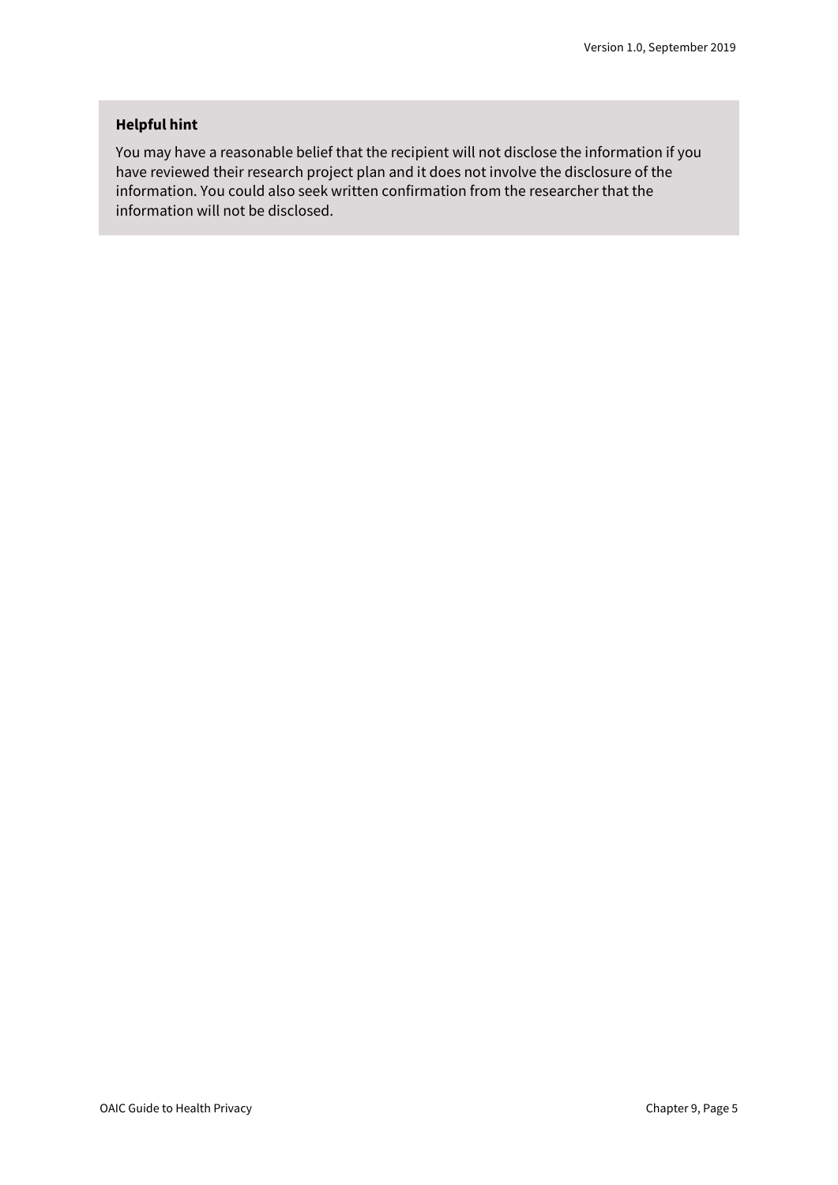**Helpful hint**

You may have a reasonable belief that the recipient will not disclose the information if you have reviewed their research project plan and it does not involve the disclosure of the information. You could also seek written confirmation from the researcher that the information will not be disclosed.